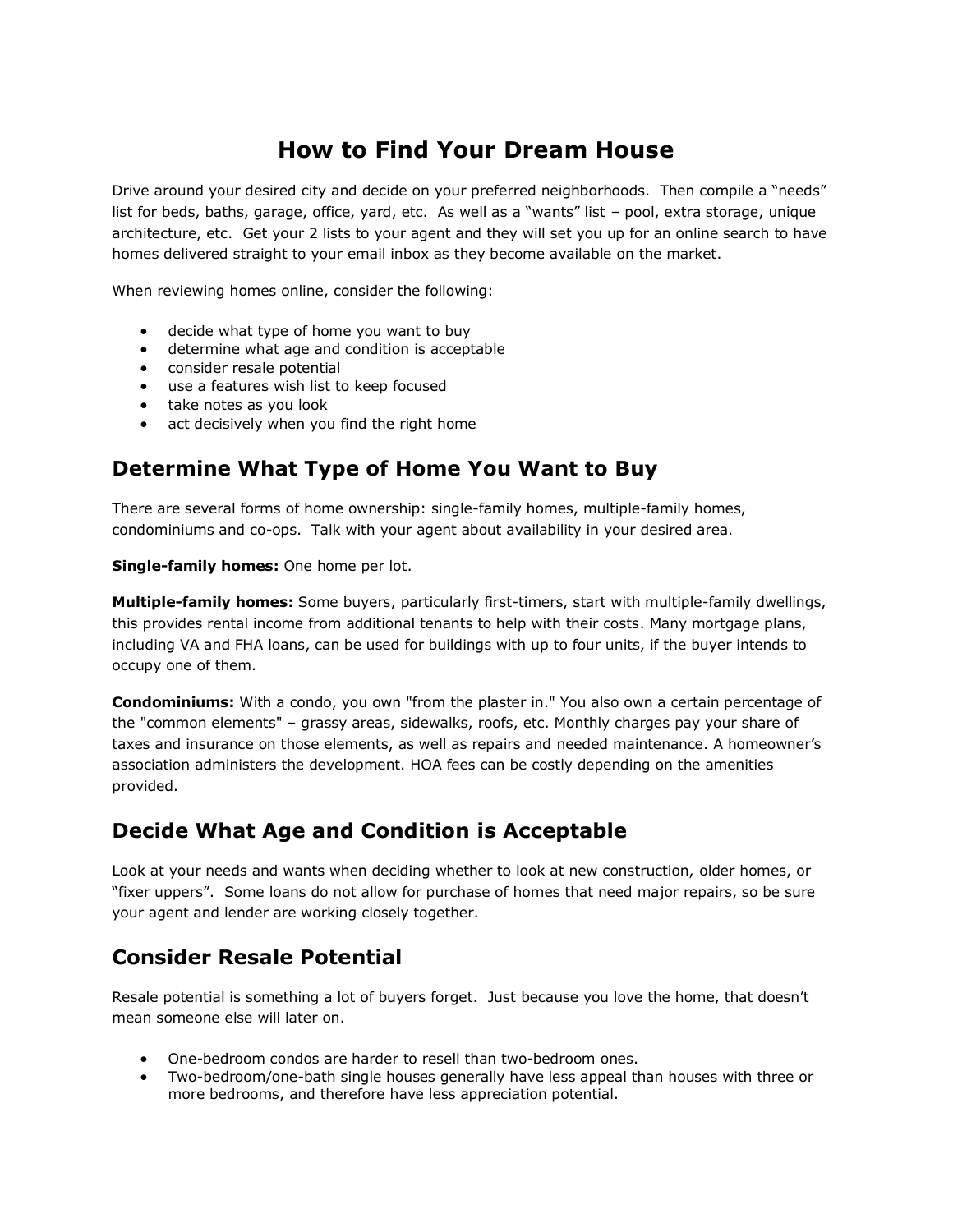# How to Find Your Dream House

Drive around your desired city and decide on your preferred neighborhoods. Then compile a "needs" list for beds, baths, garage, office, yard, etc. As well as a "wants" list – pool, extra storage, unique architecture, etc. Get your 2 lists to your agent and they will set you up for an online search to have homes delivered straight to your email inbox as they become available on the market.

When reviewing homes online, consider the following:

- decide what type of home you want to buy
- determine what age and condition is acceptable
- consider resale potential
- use a features wish list to keep focused
- take notes as you look
- act decisively when you find the right home

## Determine What Type of Home You Want to Buy

There are several forms of home ownership: single-family homes, multiple-family homes, condominiums and co-ops. Talk with your agent about availability in your desired area.

**Single-family homes:** One home per lot.

**Multiple-family homes:** Some buyers, particularly first-timers, start with multiple-family dwellings, this provides rental income from additional tenants to help with their costs. Many mortgage plans, including VA and FHA loans, can be used for buildings with up to four units, if the buyer intends to occupy one of them.

**Condominiums:** With a condo, you own "from the plaster in." You also own a certain percentage of the "common elements" – grassy areas, sidewalks, roofs, etc. Monthly charges pay your share of taxes and insurance on those elements, as well as repairs and needed maintenance. A homeowner's association administers the development. HOA fees can be costly depending on the amenities provided.

## Decide What Age and Condition is Acceptable

Look at your needs and wants when deciding whether to look at new construction, older homes, or "fixer uppers". Some loans do not allow for purchase of homes that need major repairs, so be sure your agent and lender are working closely together.

## Consider Resale Potential

Resale potential is something a lot of buyers forget. Just because you love the home, that doesn't mean someone else will later on.

- One-bedroom condos are harder to resell than two-bedroom ones.
- Two-bedroom/one-bath single houses generally have less appeal than houses with three or more bedrooms, and therefore have less appreciation potential.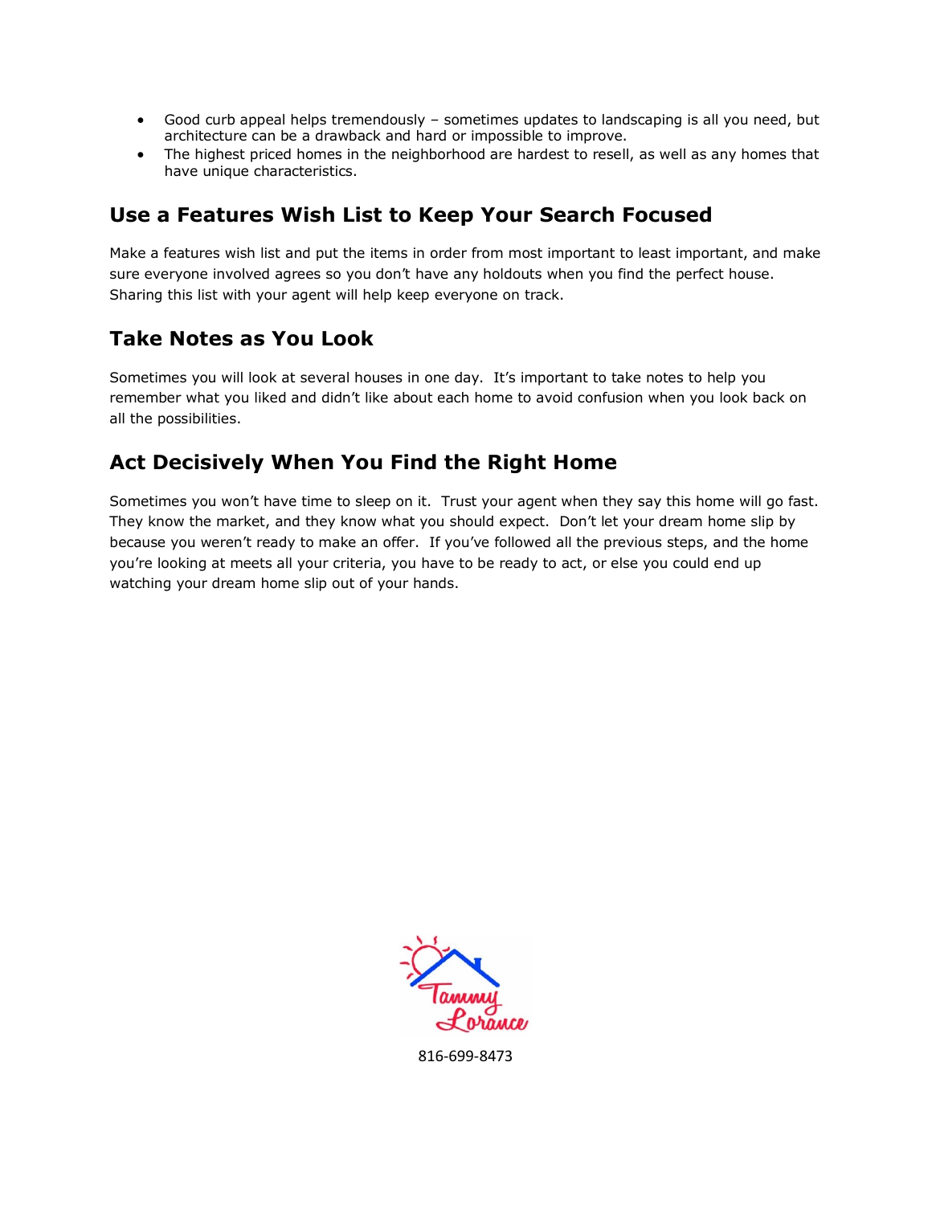- Good curb appeal helps tremendously – sometimes updates to landscaping is all you need, but architecture can be a drawback and hard or impossible to improve.
- The highest priced homes in the neighborhood are hardest to resell, as well as any homes that have unique characteristics.

## Use a Features Wish List to Keep Your Search Focused

Make a features wish list and put the items in order from most important to least important, and make sure everyone involved agrees so you don't have any holdouts when you find the perfect house. Sharing this list with your agent will help keep everyone on track.

## Take Notes as You Look

Sometimes you will look at several houses in one day. It's important to take notes to help you remember what you liked and didn't like about each home to avoid confusion when you look back on all the possibilities.

## Act Decisively When You Find the Right Home

Sometimes you won't have time to sleep on it. Trust your agent when they say this home will go fast. They know the market, and they know what you should expect. Don't let your dream home slip by because you weren't ready to make an offer. If you've followed all the previous steps, and the home you're looking at meets all your criteria, you have to be ready to act, or else you could end up watching your dream home slip out of your hands.

Tammy Lorance

816-699-8473